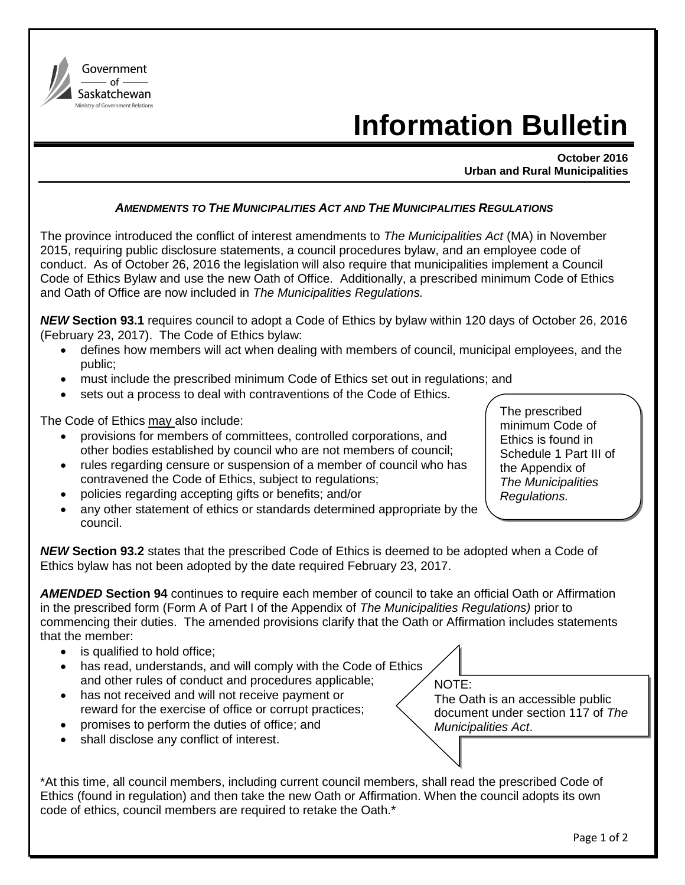Government of Saskatchewan
Ministry of Government Relations

# Information Bulletin

**October 2016**
**Urban and Rural Municipalities**

### *AMENDMENTS TO THE MUNICIPALITIES ACT AND THE MUNICIPALITIES REGULATIONS*

The province introduced the conflict of interest amendments to *The Municipalities Act* (MA) in November 2015, requiring public disclosure statements, a council procedures bylaw, and an employee code of conduct. As of October 26, 2016 the legislation will also require that municipalities implement a Council Code of Ethics Bylaw and use the new Oath of Office. Additionally, a prescribed minimum Code of Ethics and Oath of Office are now included in *The Municipalities Regulations.*

***NEW*** **Section 93.1** requires council to adopt a Code of Ethics by bylaw within 120 days of October 26, 2016 (February 23, 2017). The Code of Ethics bylaw:

- defines how members will act when dealing with members of council, municipal employees, and the public;
- must include the prescribed minimum Code of Ethics set out in regulations; and
- sets out a process to deal with contraventions of the Code of Ethics.

The Code of Ethics may also include:

- provisions for members of committees, controlled corporations, and other bodies established by council who are not members of council;
- rules regarding censure or suspension of a member of council who has contravened the Code of Ethics, subject to regulations;
- policies regarding accepting gifts or benefits; and/or
- any other statement of ethics or standards determined appropriate by the council.

The prescribed minimum Code of Ethics is found in Schedule 1 Part III of the Appendix of *The Municipalities Regulations.*

***NEW*** **Section 93.2** states that the prescribed Code of Ethics is deemed to be adopted when a Code of Ethics bylaw has not been adopted by the date required February 23, 2017.

***AMENDED*** **Section 94** continues to require each member of council to take an official Oath or Affirmation in the prescribed form (Form A of Part I of the Appendix of *The Municipalities Regulations)* prior to commencing their duties. The amended provisions clarify that the Oath or Affirmation includes statements that the member:

- is qualified to hold office;
- has read, understands, and will comply with the Code of Ethics and other rules of conduct and procedures applicable;
- has not received and will not receive payment or reward for the exercise of office or corrupt practices;
- promises to perform the duties of office; and
- shall disclose any conflict of interest.

NOTE:
The Oath is an accessible public document under section 117 of *The Municipalities Act*.

*At this time, all council members, including current council members, shall read the prescribed Code of Ethics (found in regulation) and then take the new Oath or Affirmation. When the council adopts its own code of ethics, council members are required to retake the Oath.*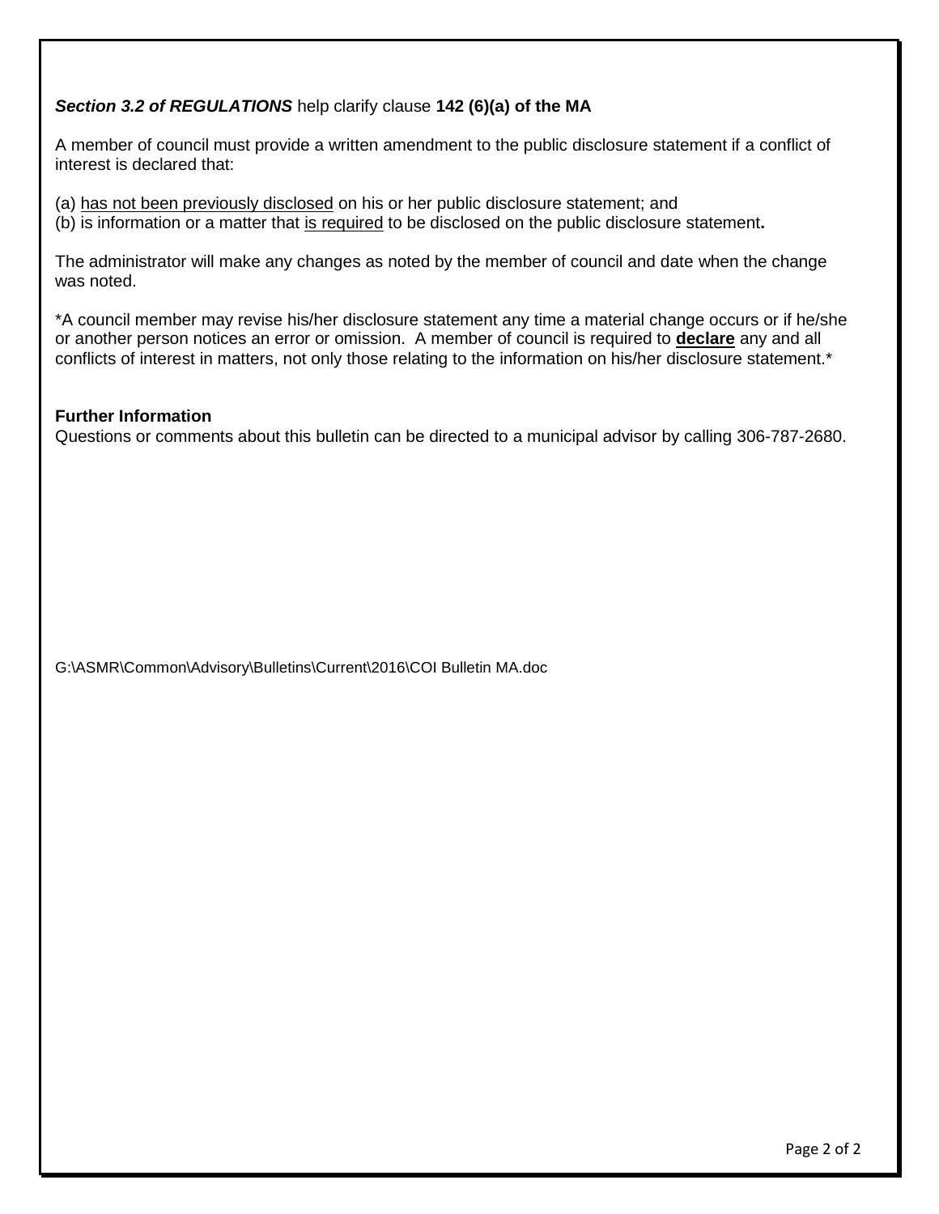***Section 3.2 of REGULATIONS*** help clarify clause **142 (6)(a) of the MA**

A member of council must provide a written amendment to the public disclosure statement if a conflict of interest is declared that:

(a) has not been previously disclosed on his or her public disclosure statement; and
(b) is information or a matter that is required to be disclosed on the public disclosure statement**.**

The administrator will make any changes as noted by the member of council and date when the change was noted.

*A council member may revise his/her disclosure statement any time a material change occurs or if he/she or another person notices an error or omission. A member of council is required to **declare** any and all conflicts of interest in matters, not only those relating to the information on his/her disclosure statement.*

**Further Information**
Questions or comments about this bulletin can be directed to a municipal advisor by calling 306-787-2680.

G:\ASMR\Common\Advisory\Bulletins\Current\2016\COI Bulletin MA.doc